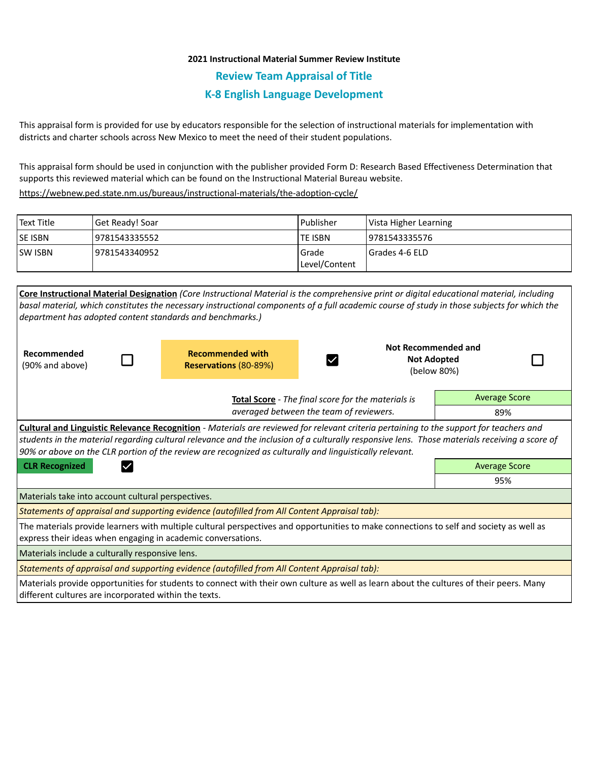**2021 Instructional Material Summer Review Institute**

## Review Team Appraisal of Title

## K-8 English Language Development

This appraisal form is provided for use by educators responsible for the selection of instructional materials for implementation with districts and charter schools across New Mexico to meet the need of their student populations.

This appraisal form should be used in conjunction with the publisher provided Form D: Research Based Effectiveness Determination that supports this reviewed material which can be found on the Instructional Material Bureau website.
https://webnew.ped.state.nm.us/bureaus/instructional-materials/the-adoption-cycle/

| Text Title | Get Ready! Soar | Publisher | Vista Higher Learning |
|---|---|---|---|
| SE ISBN | 9781543335552 | TE ISBN | 9781543335576 |
| SW ISBN | 9781543340952 | Grade Level/Content | Grades 4-6 ELD |

**Core Instructional Material Designation** *(Core Instructional Material is the comprehensive print or digital educational material, including basal material, which constitutes the necessary instructional components of a full academic course of study in those subjects for which the department has adopted content standards and benchmarks.)*

| Recommended (90% and above) | ☐ | **Recommended with Reservations** (80-89%) | ☑ | **Not Recommended and Not Adopted** (below 80%) | ☐ |
|---|---|---|---|---|---|

**Total Score** - *The final score for the materials is averaged between the team of reviewers.*

| Average Score |
|---|
| 89% |

**Cultural and Linguistic Relevance Recognition** - *Materials are reviewed for relevant criteria pertaining to the support for teachers and students in the material regarding cultural relevance and the inclusion of a culturally responsive lens. Those materials receiving a score of 90% or above on the CLR portion of the review are recognized as culturally and linguistically relevant.*

**CLR Recognized** ☑

| Average Score |
|---|
| 95% |

Materials take into account cultural perspectives.

*Statements of appraisal and supporting evidence (autofilled from All Content Appraisal tab):*

The materials provide learners with multiple cultural perspectives and opportunities to make connections to self and society as well as express their ideas when engaging in academic conversations.

Materials include a culturally responsive lens.

*Statements of appraisal and supporting evidence (autofilled from All Content Appraisal tab):*

Materials provide opportunities for students to connect with their own culture as well as learn about the cultures of their peers. Many different cultures are incorporated within the texts.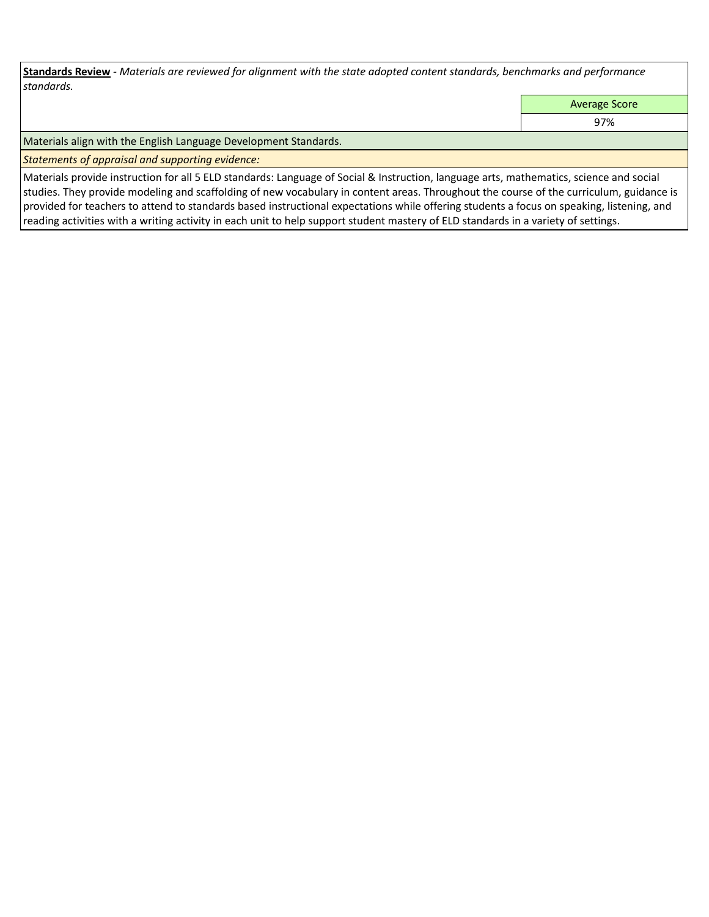**Standards Review** - *Materials are reviewed for alignment with the state adopted content standards, benchmarks and performance standards.*

| | Average Score |
|---|---|
| | 97% |

Materials align with the English Language Development Standards.

*Statements of appraisal and supporting evidence:*

Materials provide instruction for all 5 ELD standards: Language of Social & Instruction, language arts, mathematics, science and social studies. They provide modeling and scaffolding of new vocabulary in content areas. Throughout the course of the curriculum, guidance is provided for teachers to attend to standards based instructional expectations while offering students a focus on speaking, listening, and reading activities with a writing activity in each unit to help support student mastery of ELD standards in a variety of settings.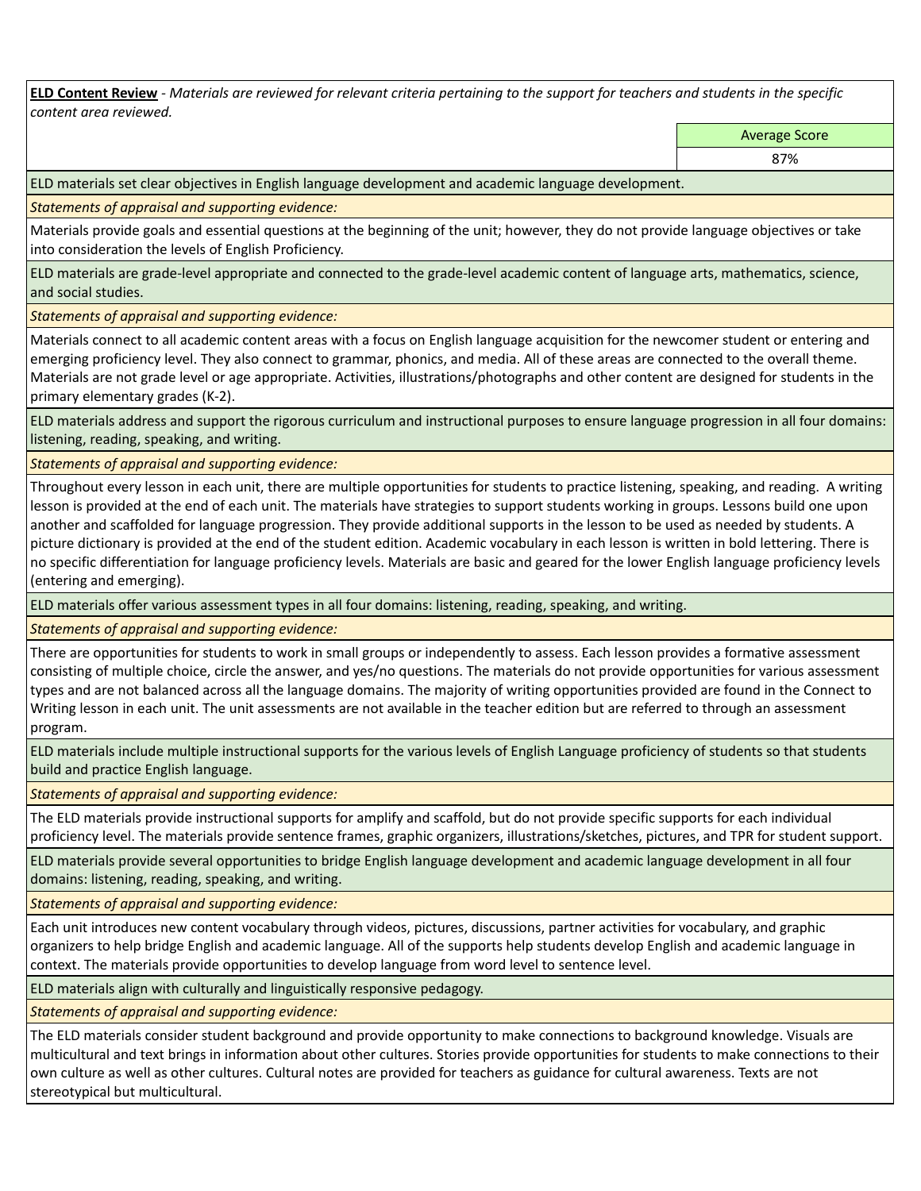**ELD Content Review** - *Materials are reviewed for relevant criteria pertaining to the support for teachers and students in the specific content area reviewed.*

| Average Score |
|---|
| 87% |

ELD materials set clear objectives in English language development and academic language development.

*Statements of appraisal and supporting evidence:*

Materials provide goals and essential questions at the beginning of the unit; however, they do not provide language objectives or take into consideration the levels of English Proficiency.

ELD materials are grade-level appropriate and connected to the grade-level academic content of language arts, mathematics, science, and social studies.

*Statements of appraisal and supporting evidence:*

Materials connect to all academic content areas with a focus on English language acquisition for the newcomer student or entering and emerging proficiency level. They also connect to grammar, phonics, and media. All of these areas are connected to the overall theme. Materials are not grade level or age appropriate. Activities, illustrations/photographs and other content are designed for students in the primary elementary grades (K-2).

ELD materials address and support the rigorous curriculum and instructional purposes to ensure language progression in all four domains: listening, reading, speaking, and writing.

*Statements of appraisal and supporting evidence:*

Throughout every lesson in each unit, there are multiple opportunities for students to practice listening, speaking, and reading. A writing lesson is provided at the end of each unit. The materials have strategies to support students working in groups. Lessons build one upon another and scaffolded for language progression. They provide additional supports in the lesson to be used as needed by students. A picture dictionary is provided at the end of the student edition. Academic vocabulary in each lesson is written in bold lettering. There is no specific differentiation for language proficiency levels. Materials are basic and geared for the lower English language proficiency levels (entering and emerging).

ELD materials offer various assessment types in all four domains: listening, reading, speaking, and writing.

*Statements of appraisal and supporting evidence:*

There are opportunities for students to work in small groups or independently to assess. Each lesson provides a formative assessment consisting of multiple choice, circle the answer, and yes/no questions. The materials do not provide opportunities for various assessment types and are not balanced across all the language domains. The majority of writing opportunities provided are found in the Connect to Writing lesson in each unit. The unit assessments are not available in the teacher edition but are referred to through an assessment program.

ELD materials include multiple instructional supports for the various levels of English Language proficiency of students so that students build and practice English language.

*Statements of appraisal and supporting evidence:*

The ELD materials provide instructional supports for amplify and scaffold, but do not provide specific supports for each individual proficiency level. The materials provide sentence frames, graphic organizers, illustrations/sketches, pictures, and TPR for student support.

ELD materials provide several opportunities to bridge English language development and academic language development in all four domains: listening, reading, speaking, and writing.

*Statements of appraisal and supporting evidence:*

Each unit introduces new content vocabulary through videos, pictures, discussions, partner activities for vocabulary, and graphic organizers to help bridge English and academic language. All of the supports help students develop English and academic language in context. The materials provide opportunities to develop language from word level to sentence level.

ELD materials align with culturally and linguistically responsive pedagogy.

*Statements of appraisal and supporting evidence:*

The ELD materials consider student background and provide opportunity to make connections to background knowledge. Visuals are multicultural and text brings in information about other cultures. Stories provide opportunities for students to make connections to their own culture as well as other cultures. Cultural notes are provided for teachers as guidance for cultural awareness. Texts are not stereotypical but multicultural.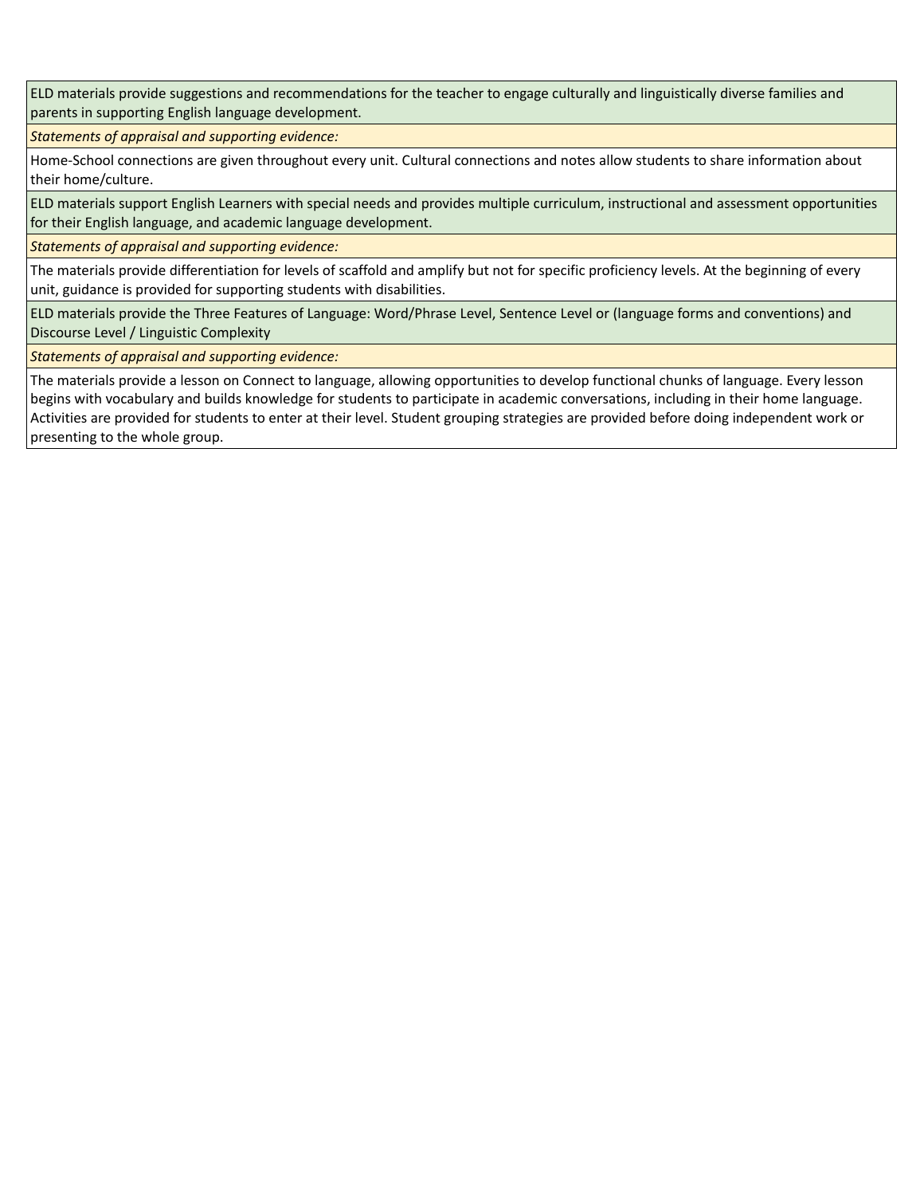| ELD materials provide suggestions and recommendations for the teacher to engage culturally and linguistically diverse families and parents in supporting English language development. |
| --- |
| *Statements of appraisal and supporting evidence:* |
| Home-School connections are given throughout every unit. Cultural connections and notes allow students to share information about their home/culture. |
| ELD materials support English Learners with special needs and provides multiple curriculum, instructional and assessment opportunities for their English language, and academic language development. |
| *Statements of appraisal and supporting evidence:* |
| The materials provide differentiation for levels of scaffold and amplify but not for specific proficiency levels. At the beginning of every unit, guidance is provided for supporting students with disabilities. |
| ELD materials provide the Three Features of Language: Word/Phrase Level, Sentence Level or (language forms and conventions) and Discourse Level / Linguistic Complexity |
| *Statements of appraisal and supporting evidence:* |
| The materials provide a lesson on Connect to language, allowing opportunities to develop functional chunks of language. Every lesson begins with vocabulary and builds knowledge for students to participate in academic conversations, including in their home language. Activities are provided for students to enter at their level. Student grouping strategies are provided before doing independent work or presenting to the whole group. |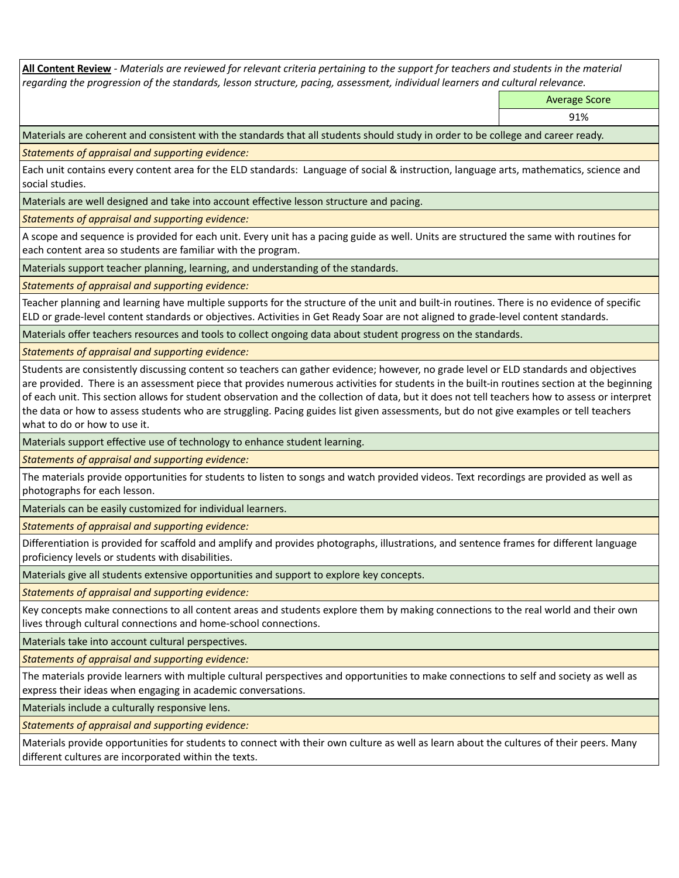**All Content Review** - *Materials are reviewed for relevant criteria pertaining to the support for teachers and students in the material regarding the progression of the standards, lesson structure, pacing, assessment, individual learners and cultural relevance.*

| | Average Score |
|---|---|
| | 91% |

Materials are coherent and consistent with the standards that all students should study in order to be college and career ready.

*Statements of appraisal and supporting evidence:*

Each unit contains every content area for the ELD standards: Language of social & instruction, language arts, mathematics, science and social studies.

Materials are well designed and take into account effective lesson structure and pacing.

*Statements of appraisal and supporting evidence:*

A scope and sequence is provided for each unit. Every unit has a pacing guide as well. Units are structured the same with routines for each content area so students are familiar with the program.

Materials support teacher planning, learning, and understanding of the standards.

*Statements of appraisal and supporting evidence:*

Teacher planning and learning have multiple supports for the structure of the unit and built-in routines. There is no evidence of specific ELD or grade-level content standards or objectives. Activities in Get Ready Soar are not aligned to grade-level content standards.

Materials offer teachers resources and tools to collect ongoing data about student progress on the standards.

*Statements of appraisal and supporting evidence:*

Students are consistently discussing content so teachers can gather evidence; however, no grade level or ELD standards and objectives are provided. There is an assessment piece that provides numerous activities for students in the built-in routines section at the beginning of each unit. This section allows for student observation and the collection of data, but it does not tell teachers how to assess or interpret the data or how to assess students who are struggling. Pacing guides list given assessments, but do not give examples or tell teachers what to do or how to use it.

Materials support effective use of technology to enhance student learning.

*Statements of appraisal and supporting evidence:*

The materials provide opportunities for students to listen to songs and watch provided videos. Text recordings are provided as well as photographs for each lesson.

Materials can be easily customized for individual learners.

*Statements of appraisal and supporting evidence:*

Differentiation is provided for scaffold and amplify and provides photographs, illustrations, and sentence frames for different language proficiency levels or students with disabilities.

Materials give all students extensive opportunities and support to explore key concepts.

*Statements of appraisal and supporting evidence:*

Key concepts make connections to all content areas and students explore them by making connections to the real world and their own lives through cultural connections and home-school connections.

Materials take into account cultural perspectives.

*Statements of appraisal and supporting evidence:*

The materials provide learners with multiple cultural perspectives and opportunities to make connections to self and society as well as express their ideas when engaging in academic conversations.

Materials include a culturally responsive lens.

*Statements of appraisal and supporting evidence:*

Materials provide opportunities for students to connect with their own culture as well as learn about the cultures of their peers. Many different cultures are incorporated within the texts.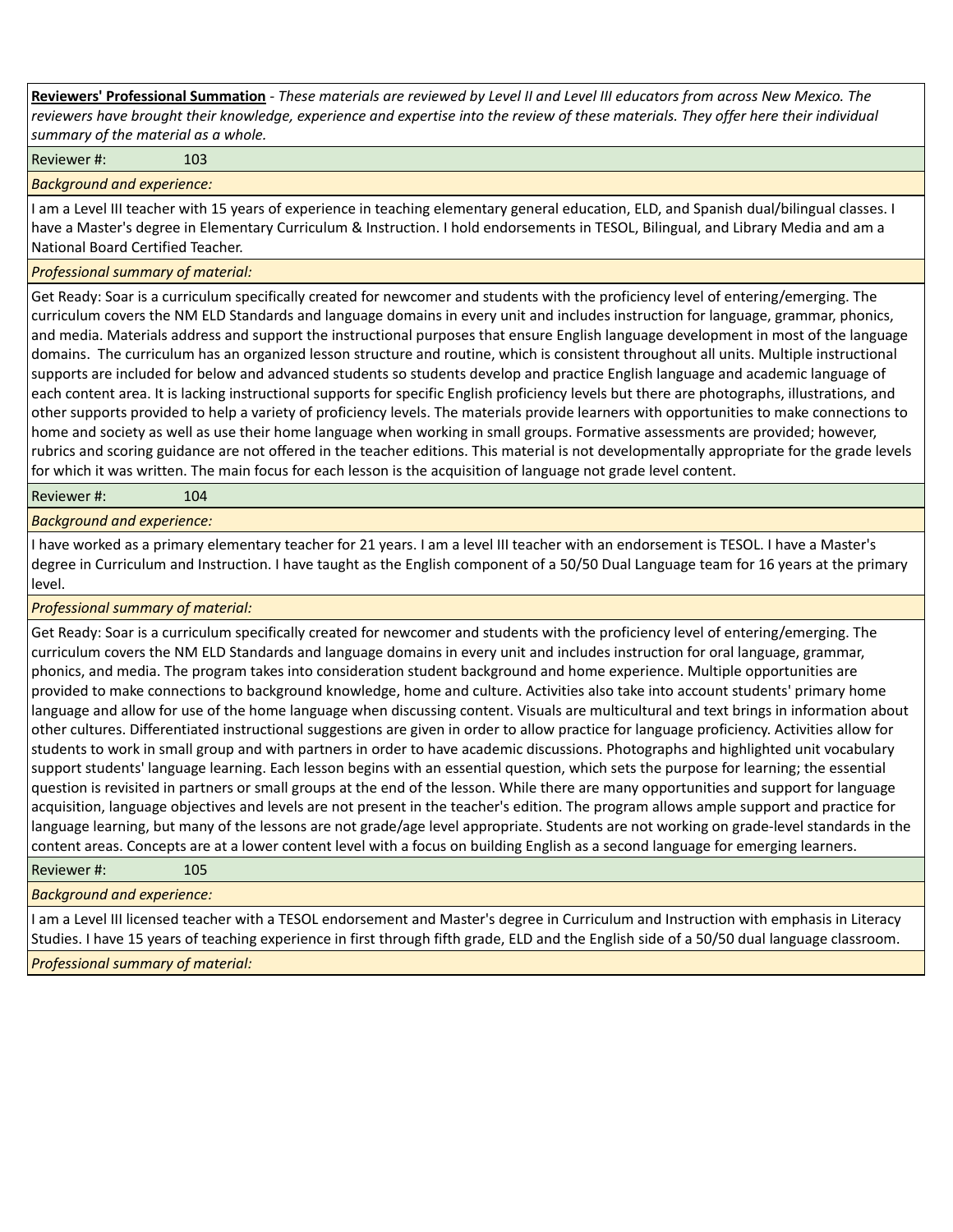**Reviewers' Professional Summation** - *These materials are reviewed by Level II and Level III educators from across New Mexico. The reviewers have brought their knowledge, experience and expertise into the review of these materials. They offer here their individual summary of the material as a whole.*

Reviewer #: 103

*Background and experience:*

I am a Level III teacher with 15 years of experience in teaching elementary general education, ELD, and Spanish dual/bilingual classes. I have a Master's degree in Elementary Curriculum & Instruction. I hold endorsements in TESOL, Bilingual, and Library Media and am a National Board Certified Teacher.

*Professional summary of material:*

Get Ready: Soar is a curriculum specifically created for newcomer and students with the proficiency level of entering/emerging. The curriculum covers the NM ELD Standards and language domains in every unit and includes instruction for language, grammar, phonics, and media. Materials address and support the instructional purposes that ensure English language development in most of the language domains. The curriculum has an organized lesson structure and routine, which is consistent throughout all units. Multiple instructional supports are included for below and advanced students so students develop and practice English language and academic language of each content area. It is lacking instructional supports for specific English proficiency levels but there are photographs, illustrations, and other supports provided to help a variety of proficiency levels. The materials provide learners with opportunities to make connections to home and society as well as use their home language when working in small groups. Formative assessments are provided; however, rubrics and scoring guidance are not offered in the teacher editions. This material is not developmentally appropriate for the grade levels for which it was written. The main focus for each lesson is the acquisition of language not grade level content.

Reviewer #: 104

*Background and experience:*

I have worked as a primary elementary teacher for 21 years. I am a level III teacher with an endorsement is TESOL. I have a Master's degree in Curriculum and Instruction. I have taught as the English component of a 50/50 Dual Language team for 16 years at the primary level.

*Professional summary of material:*

Get Ready: Soar is a curriculum specifically created for newcomer and students with the proficiency level of entering/emerging. The curriculum covers the NM ELD Standards and language domains in every unit and includes instruction for oral language, grammar, phonics, and media. The program takes into consideration student background and home experience. Multiple opportunities are provided to make connections to background knowledge, home and culture. Activities also take into account students' primary home language and allow for use of the home language when discussing content. Visuals are multicultural and text brings in information about other cultures. Differentiated instructional suggestions are given in order to allow practice for language proficiency. Activities allow for students to work in small group and with partners in order to have academic discussions. Photographs and highlighted unit vocabulary support students' language learning. Each lesson begins with an essential question, which sets the purpose for learning; the essential question is revisited in partners or small groups at the end of the lesson. While there are many opportunities and support for language acquisition, language objectives and levels are not present in the teacher's edition. The program allows ample support and practice for language learning, but many of the lessons are not grade/age level appropriate. Students are not working on grade-level standards in the content areas. Concepts are at a lower content level with a focus on building English as a second language for emerging learners.

Reviewer #: 105

*Background and experience:*

I am a Level III licensed teacher with a TESOL endorsement and Master's degree in Curriculum and Instruction with emphasis in Literacy Studies. I have 15 years of teaching experience in first through fifth grade, ELD and the English side of a 50/50 dual language classroom.

*Professional summary of material:*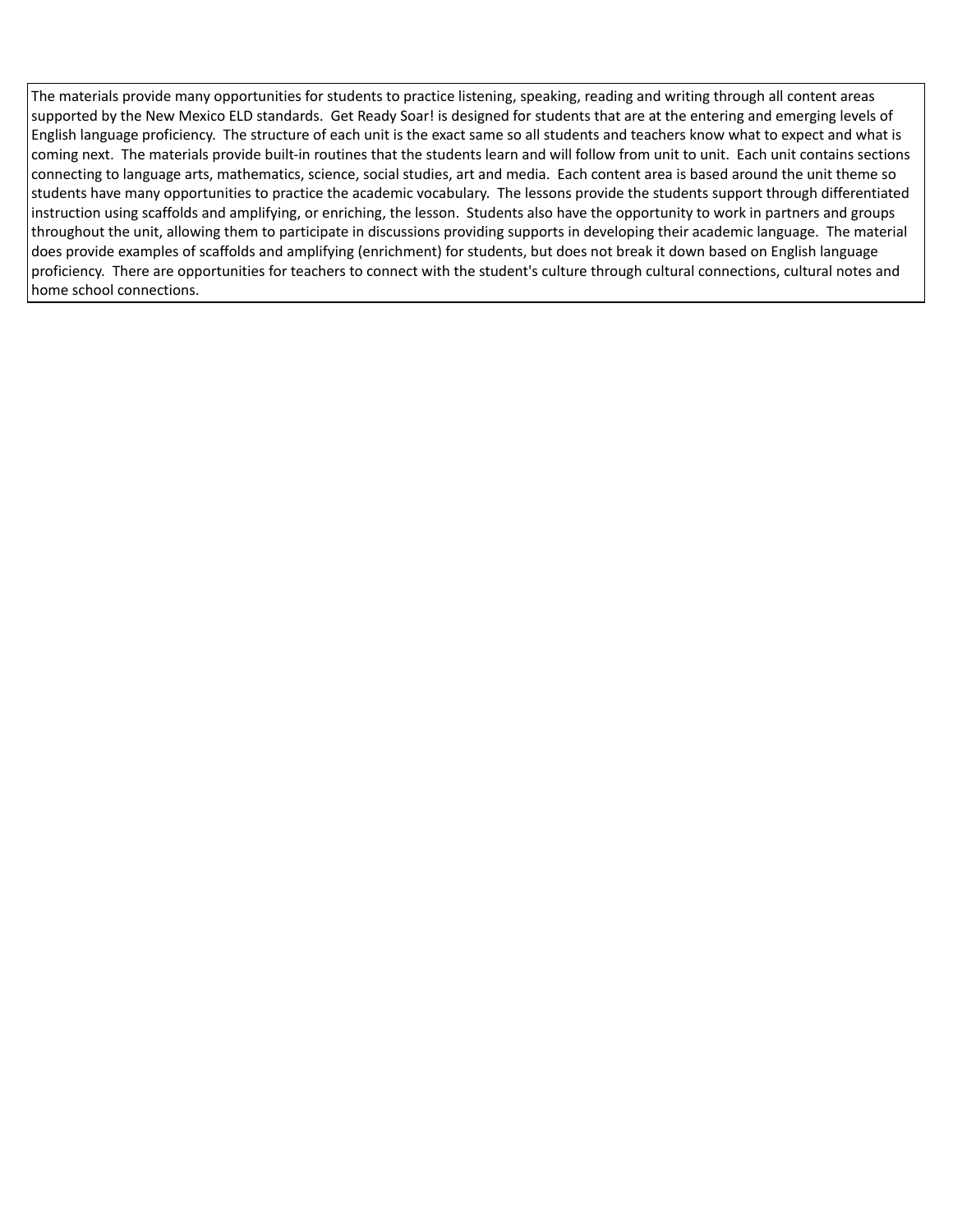The materials provide many opportunities for students to practice listening, speaking, reading and writing through all content areas supported by the New Mexico ELD standards. Get Ready Soar! is designed for students that are at the entering and emerging levels of English language proficiency. The structure of each unit is the exact same so all students and teachers know what to expect and what is coming next. The materials provide built-in routines that the students learn and will follow from unit to unit. Each unit contains sections connecting to language arts, mathematics, science, social studies, art and media. Each content area is based around the unit theme so students have many opportunities to practice the academic vocabulary. The lessons provide the students support through differentiated instruction using scaffolds and amplifying, or enriching, the lesson. Students also have the opportunity to work in partners and groups throughout the unit, allowing them to participate in discussions providing supports in developing their academic language. The material does provide examples of scaffolds and amplifying (enrichment) for students, but does not break it down based on English language proficiency. There are opportunities for teachers to connect with the student's culture through cultural connections, cultural notes and home school connections.